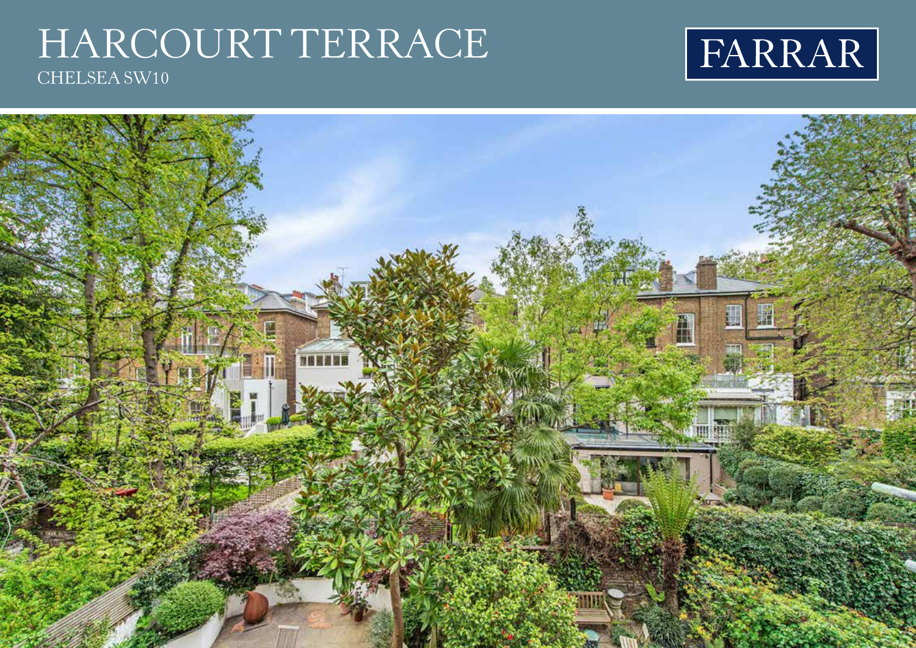# HARCOURT TERRACE

CHELSEA SW10

FARRAR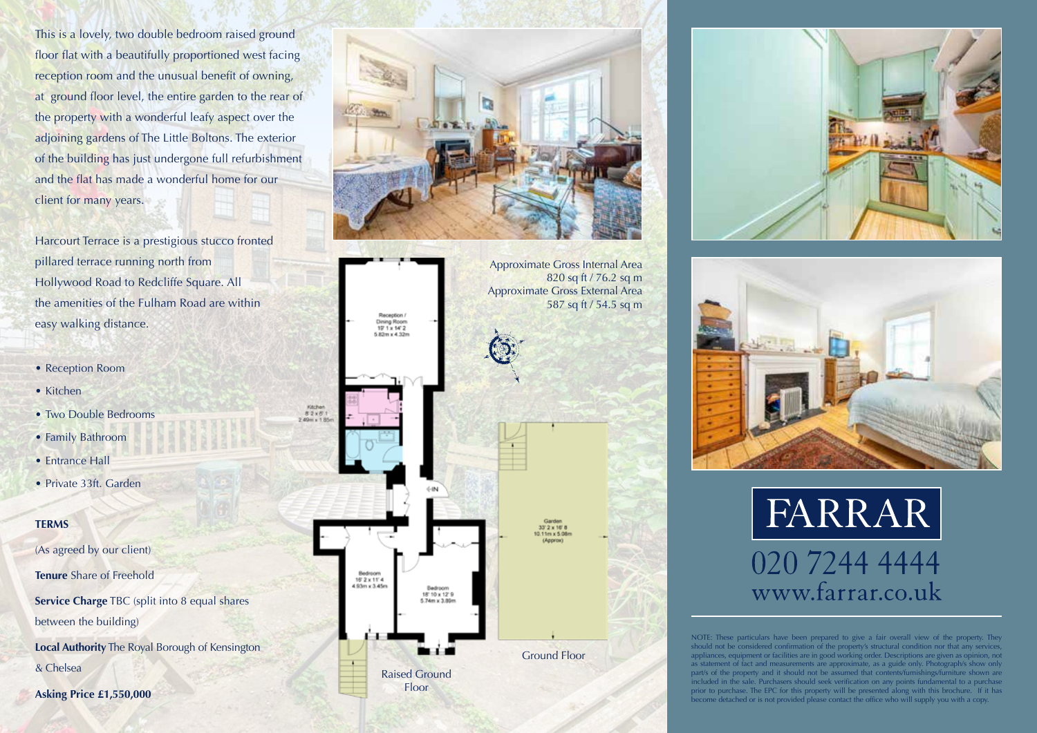This is a lovely, two double bedroom raised ground floor flat with a beautifully proportioned west facing reception room and the unusual benefit of owning, at ground floor level, the entire garden to the rear of the property with a wonderful leafy aspect over the adjoining gardens of The Little Boltons. The exterior of the building has just undergone full refurbishment and the flat has made a wonderful home for our client for many years.

Harcourt Terrace is a prestigious stucco fronted pillared terrace running north from Hollywood Road to Redcliffe Square. All the amenities of the Fulham Road are within easy walking distance.

- Reception Room
- Kitchen
- Two Double Bedrooms
- Family Bathroom
- Entrance Hall
- Private 33ft. Garden

**TERMS**

(As agreed by our client)

**Tenure** Share of Freehold

**Service Charge** TBC (split into 8 equal shares between the building)

**Local Authority** The Royal Borough of Kensington & Chelsea

**Asking Price £1,550,000**

Approximate Gross Internal Area
820 sq ft / 76.2 sq m
Approximate Gross External Area
587 sq ft / 54.5 sq m

Reception / Dining Room
19' 1 x 14' 2
5.82m x 4.32m

Kitchen
8' 2 x 6' 1
2.49m x 1.85m

IN

Bedroom
16' 2 x 11' 4
4.93m x 3.45m

Bedroom
18' 10 x 12' 9
5.74m x 3.89m

Garden
33' 2 x 16' 8
10.11m x 5.08m
(Approx)

Raised Ground Floor

Ground Floor

FARRAR

020 7244 4444

www.farrar.co.uk

NOTE: These particulars have been prepared to give a fair overall view of the property. They should not be considered confirmation of the property's structural condition nor that any services, appliances, equipment or facilities are in good working order. Descriptions are given as opinion, not as statement of fact and measurements are approximate, as a guide only. Photograph/s show only part/s of the property and it should not be assumed that contents/furnishings/furniture shown are included in the sale. Purchasers should seek verification on any points fundamental to a purchase prior to purchase. The EPC for this property will be presented along with this brochure. If it has become detached or is not provided please contact the office who will supply you with a copy.